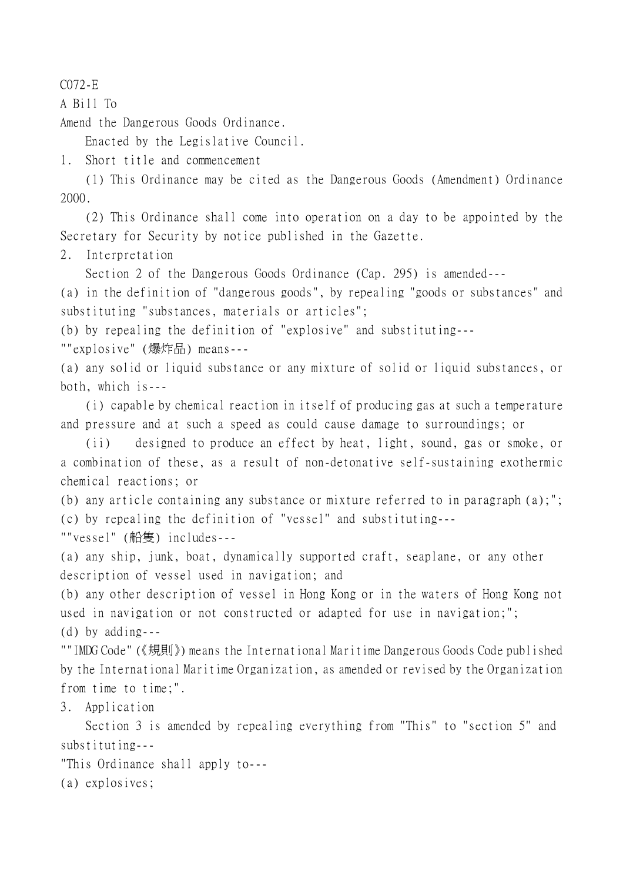C072-E

A Bill To

Amend the Dangerous Goods Ordinance.

Enacted by the Legislative Council.

1. Short title and commencement

(1) This Ordinance may be cited as the Dangerous Goods (Amendment) Ordinance 2000.

(2) This Ordinance shall come into operation on a day to be appointed by the Secretary for Security by notice published in the Gazette.

2. Interpretation

Section 2 of the Dangerous Goods Ordinance (Cap. 295) is amended---

(a) in the definition of "dangerous goods", by repealing "goods or substances" and substituting "substances, materials or articles";

(b) by repealing the definition of "explosive" and substituting---

""explosive" (爆炸品) means---

(a) any solid or liquid substance or any mixture of solid or liquid substances, or both, which is---

(i) capable by chemical reaction in itself of producing gas at such a temperature and pressure and at such a speed as could cause damage to surroundings; or

(ii) designed to produce an effect by heat, light, sound, gas or smoke, or a combination of these, as a result of non-detonative self-sustaining exothermic chemical reactions; or

(b) any article containing any substance or mixture referred to in paragraph (a);";

(c) by repealing the definition of "vessel" and substituting---

""vessel" (船隻) includes---

(a) any ship, junk, boat, dynamically supported craft, seaplane, or any other description of vessel used in navigation; and

(b) any other description of vessel in Hong Kong or in the waters of Hong Kong not used in navigation or not constructed or adapted for use in navigation;";

(d) by adding---

""IMDG Code" (《規則》) means the International Maritime Dangerous Goods Code published by the International Maritime Organization, as amended or revised by the Organization from time to time;".

3. Application

Section 3 is amended by repealing everything from "This" to "section 5" and substituting---

"This Ordinance shall apply to---

(a) explosives;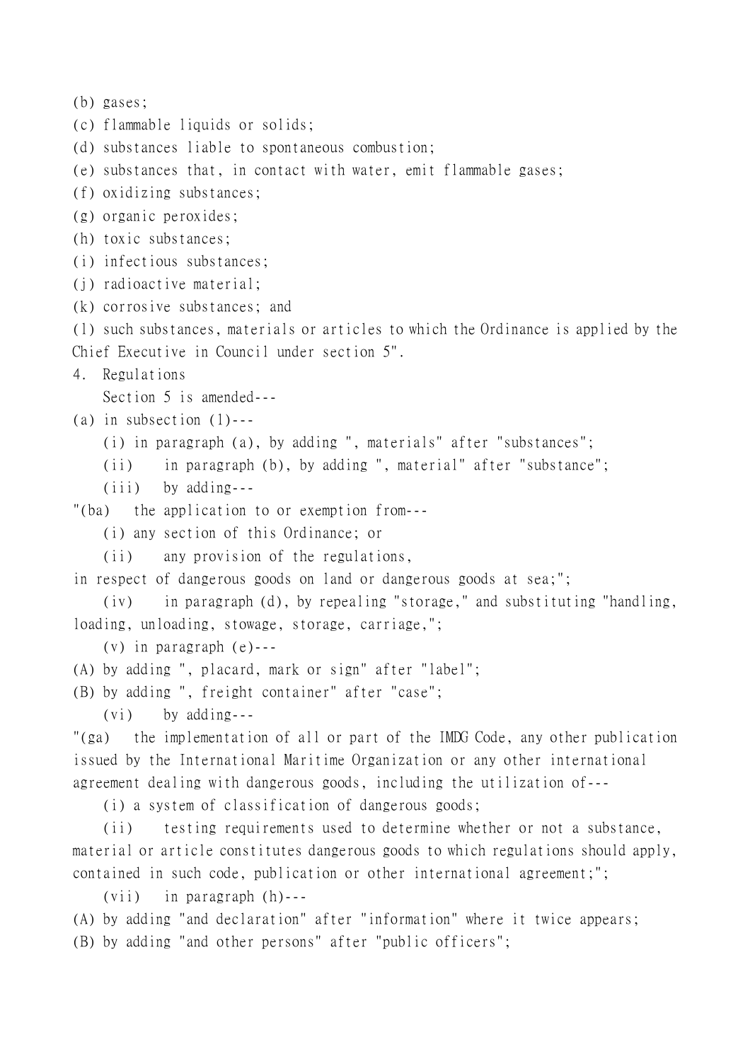(b) gases;

(c) flammable liquids or solids;

(d) substances liable to spontaneous combustion;

(e) substances that, in contact with water, emit flammable gases;

(f) oxidizing substances;

(g) organic peroxides;

(h) toxic substances;

(i) infectious substances;

(j) radioactive material;

(k) corrosive substances; and

(l) such substances, materials or articles to which the Ordinance is applied by the Chief Executive in Council under section 5".

4. Regulations

Section 5 is amended---

(a) in subsection (1)---

(i) in paragraph (a), by adding ", materials" after "substances";

(ii) in paragraph (b), by adding ", material" after "substance";

(iii) by adding---

"(ba) the application to or exemption from---

(i) any section of this Ordinance; or

(ii) any provision of the regulations,

in respect of dangerous goods on land or dangerous goods at sea;";

(iv) in paragraph (d), by repealing "storage," and substituting "handling, loading, unloading, stowage, storage, carriage,";

(v) in paragraph (e)---

(A) by adding ", placard, mark or sign" after "label";

(B) by adding ", freight container" after "case";

(vi) by adding---

"(ga) the implementation of all or part of the IMDG Code, any other publication issued by the International Maritime Organization or any other international agreement dealing with dangerous goods, including the utilization of---

(i) a system of classification of dangerous goods;

(ii) testing requirements used to determine whether or not a substance, material or article constitutes dangerous goods to which regulations should apply, contained in such code, publication or other international agreement;";

(vii) in paragraph (h)---

(A) by adding "and declaration" after "information" where it twice appears;

(B) by adding "and other persons" after "public officers";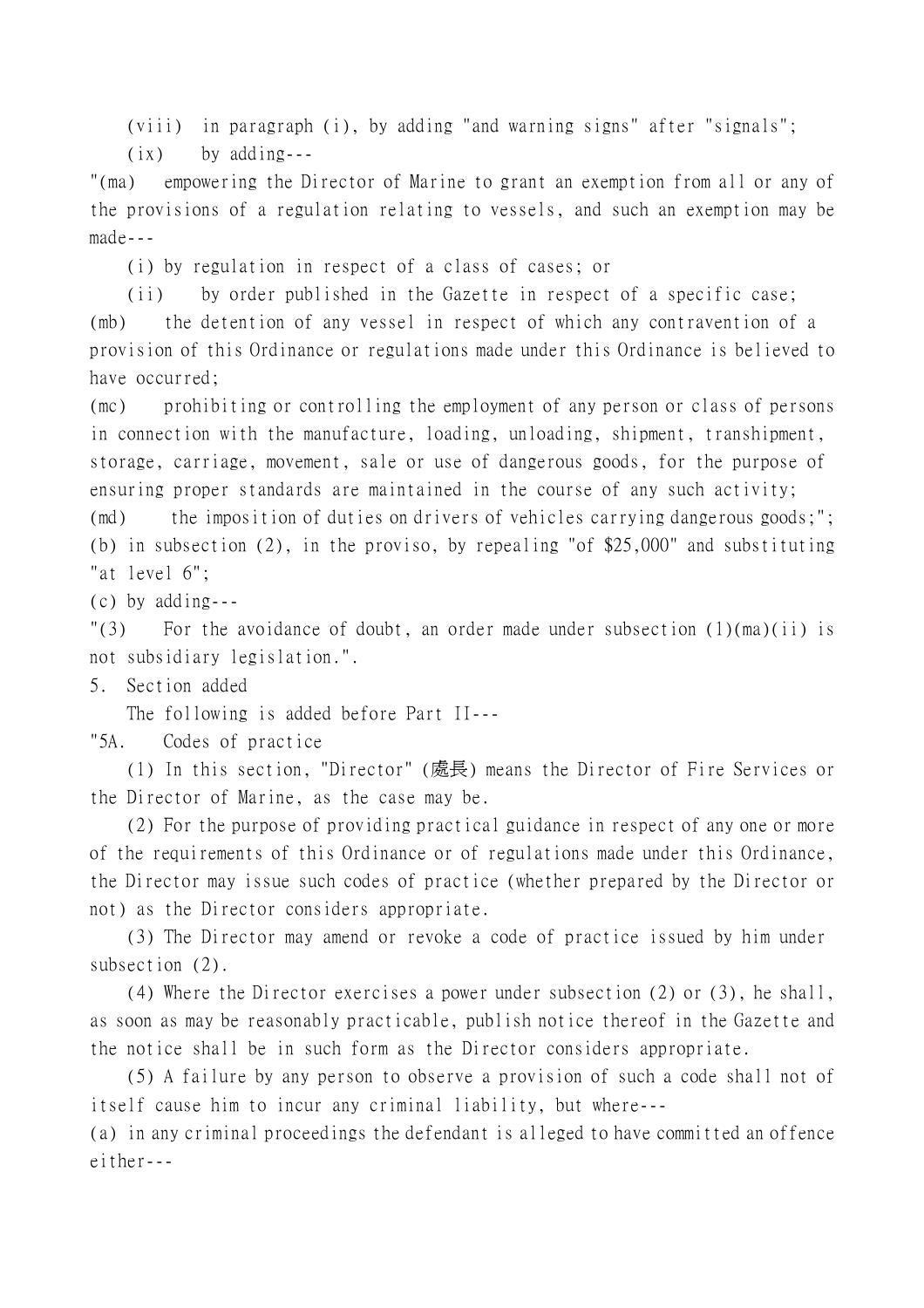(viii) in paragraph (i), by adding "and warning signs" after "signals";

(ix) by adding---

"(ma) empowering the Director of Marine to grant an exemption from all or any of the provisions of a regulation relating to vessels, and such an exemption may be made---

(i) by regulation in respect of a class of cases; or

(ii) by order published in the Gazette in respect of a specific case;

(mb) the detention of any vessel in respect of which any contravention of a provision of this Ordinance or regulations made under this Ordinance is believed to have occurred;

(mc) prohibiting or controlling the employment of any person or class of persons in connection with the manufacture, loading, unloading, shipment, transhipment, storage, carriage, movement, sale or use of dangerous goods, for the purpose of ensuring proper standards are maintained in the course of any such activity;

(md) the imposition of duties on drivers of vehicles carrying dangerous goods;";

(b) in subsection (2), in the proviso, by repealing "of $25,000" and substituting "at level 6";

(c) by adding---

"(3) For the avoidance of doubt, an order made under subsection (1)(ma)(ii) is not subsidiary legislation.".

5. Section added

The following is added before Part II---

"5A. Codes of practice

(1) In this section, "Director" (處長) means the Director of Fire Services or the Director of Marine, as the case may be.

(2) For the purpose of providing practical guidance in respect of any one or more of the requirements of this Ordinance or of regulations made under this Ordinance, the Director may issue such codes of practice (whether prepared by the Director or not) as the Director considers appropriate.

(3) The Director may amend or revoke a code of practice issued by him under subsection (2).

(4) Where the Director exercises a power under subsection (2) or (3), he shall, as soon as may be reasonably practicable, publish notice thereof in the Gazette and the notice shall be in such form as the Director considers appropriate.

(5) A failure by any person to observe a provision of such a code shall not of itself cause him to incur any criminal liability, but where---

(a) in any criminal proceedings the defendant is alleged to have committed an offence either---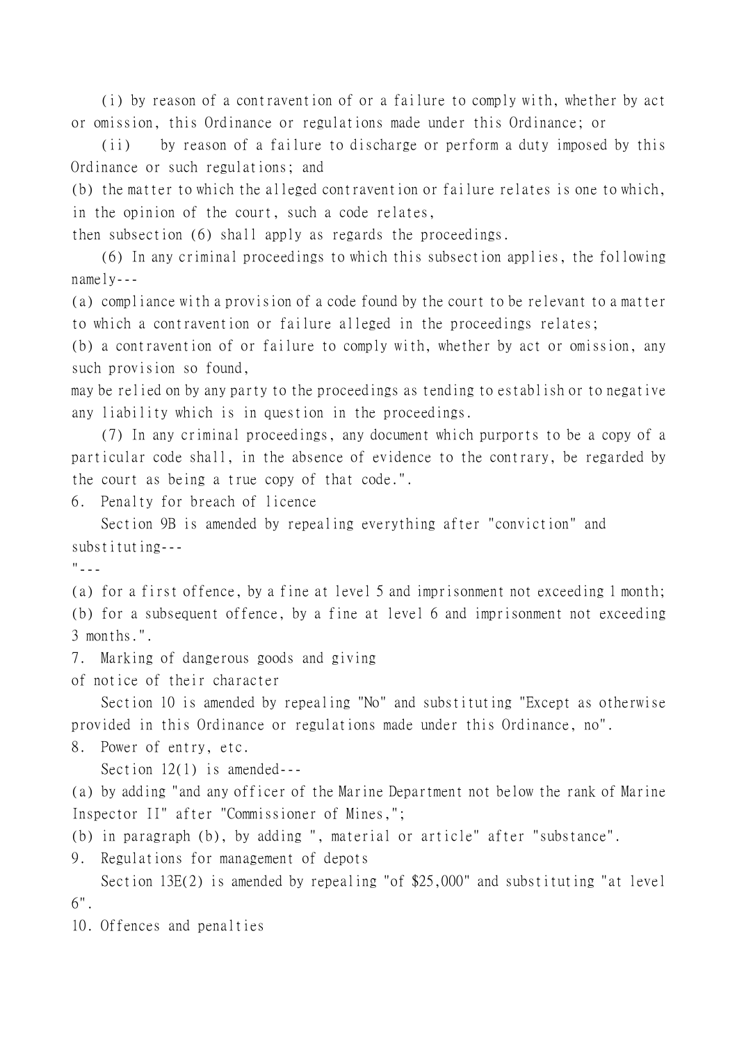(i) by reason of a contravention of or a failure to comply with, whether by act or omission, this Ordinance or regulations made under this Ordinance; or

(ii) by reason of a failure to discharge or perform a duty imposed by this Ordinance or such regulations; and

(b) the matter to which the alleged contravention or failure relates is one to which, in the opinion of the court, such a code relates,

then subsection (6) shall apply as regards the proceedings.

(6) In any criminal proceedings to which this subsection applies, the following namely---

(a) compliance with a provision of a code found by the court to be relevant to a matter to which a contravention or failure alleged in the proceedings relates;

(b) a contravention of or failure to comply with, whether by act or omission, any such provision so found,

may be relied on by any party to the proceedings as tending to establish or to negative any liability which is in question in the proceedings.

(7) In any criminal proceedings, any document which purports to be a copy of a particular code shall, in the absence of evidence to the contrary, be regarded by the court as being a true copy of that code.".

6. Penalty for breach of licence

Section 9B is amended by repealing everything after "conviction" and substituting---

"---

(a) for a first offence, by a fine at level 5 and imprisonment not exceeding 1 month;

(b) for a subsequent offence, by a fine at level 6 and imprisonment not exceeding 3 months.".

7. Marking of dangerous goods and giving of notice of their character

Section 10 is amended by repealing "No" and substituting "Except as otherwise provided in this Ordinance or regulations made under this Ordinance, no".

8. Power of entry, etc.

Section 12(1) is amended---

(a) by adding "and any officer of the Marine Department not below the rank of Marine Inspector II" after "Commissioner of Mines,";

(b) in paragraph (b), by adding ", material or article" after "substance".

9. Regulations for management of depots

Section 13E(2) is amended by repealing "of $25,000" and substituting "at level 6".

10. Offences and penalties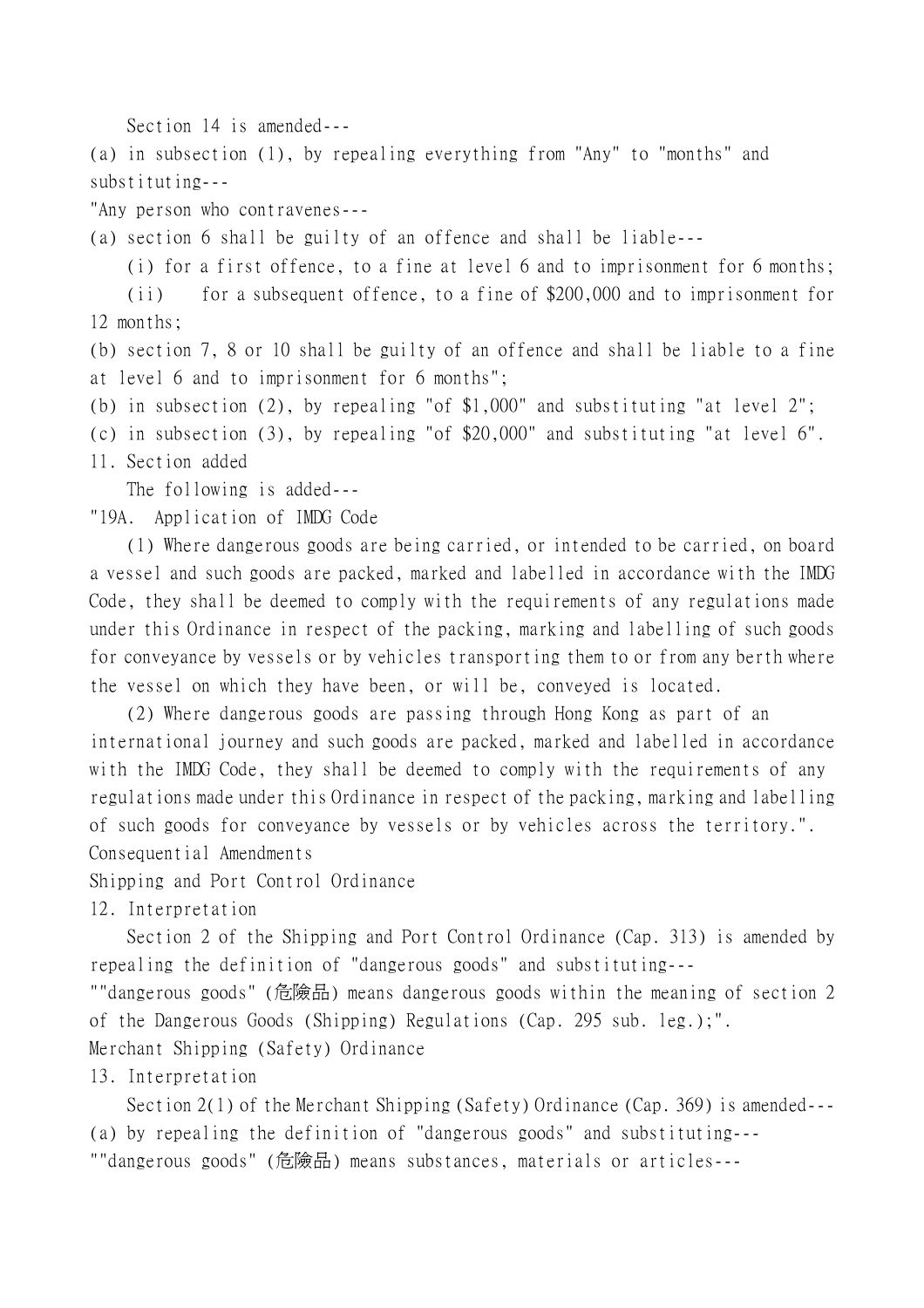Section 14 is amended---

(a) in subsection (1), by repealing everything from "Any" to "months" and substituting---

"Any person who contravenes---

(a) section 6 shall be guilty of an offence and shall be liable---

(i) for a first offence, to a fine at level 6 and to imprisonment for 6 months;

(ii) for a subsequent offence, to a fine of $200,000 and to imprisonment for 12 months;

(b) section 7, 8 or 10 shall be guilty of an offence and shall be liable to a fine at level 6 and to imprisonment for 6 months";

(b) in subsection (2), by repealing "of $1,000" and substituting "at level 2";

(c) in subsection (3), by repealing "of $20,000" and substituting "at level 6".

11. Section added

The following is added---

"19A. Application of IMDG Code

(1) Where dangerous goods are being carried, or intended to be carried, on board a vessel and such goods are packed, marked and labelled in accordance with the IMDG Code, they shall be deemed to comply with the requirements of any regulations made under this Ordinance in respect of the packing, marking and labelling of such goods for conveyance by vessels or by vehicles transporting them to or from any berth where the vessel on which they have been, or will be, conveyed is located.

(2) Where dangerous goods are passing through Hong Kong as part of an international journey and such goods are packed, marked and labelled in accordance with the IMDG Code, they shall be deemed to comply with the requirements of any regulations made under this Ordinance in respect of the packing, marking and labelling of such goods for conveyance by vessels or by vehicles across the territory.".

Consequential Amendments

Shipping and Port Control Ordinance

12. Interpretation

Section 2 of the Shipping and Port Control Ordinance (Cap. 313) is amended by repealing the definition of "dangerous goods" and substituting---

""dangerous goods" (危險品) means dangerous goods within the meaning of section 2 of the Dangerous Goods (Shipping) Regulations (Cap. 295 sub. leg.);".

Merchant Shipping (Safety) Ordinance

13. Interpretation

Section 2(1) of the Merchant Shipping (Safety) Ordinance (Cap. 369) is amended---

(a) by repealing the definition of "dangerous goods" and substituting---

""dangerous goods" (危險品) means substances, materials or articles---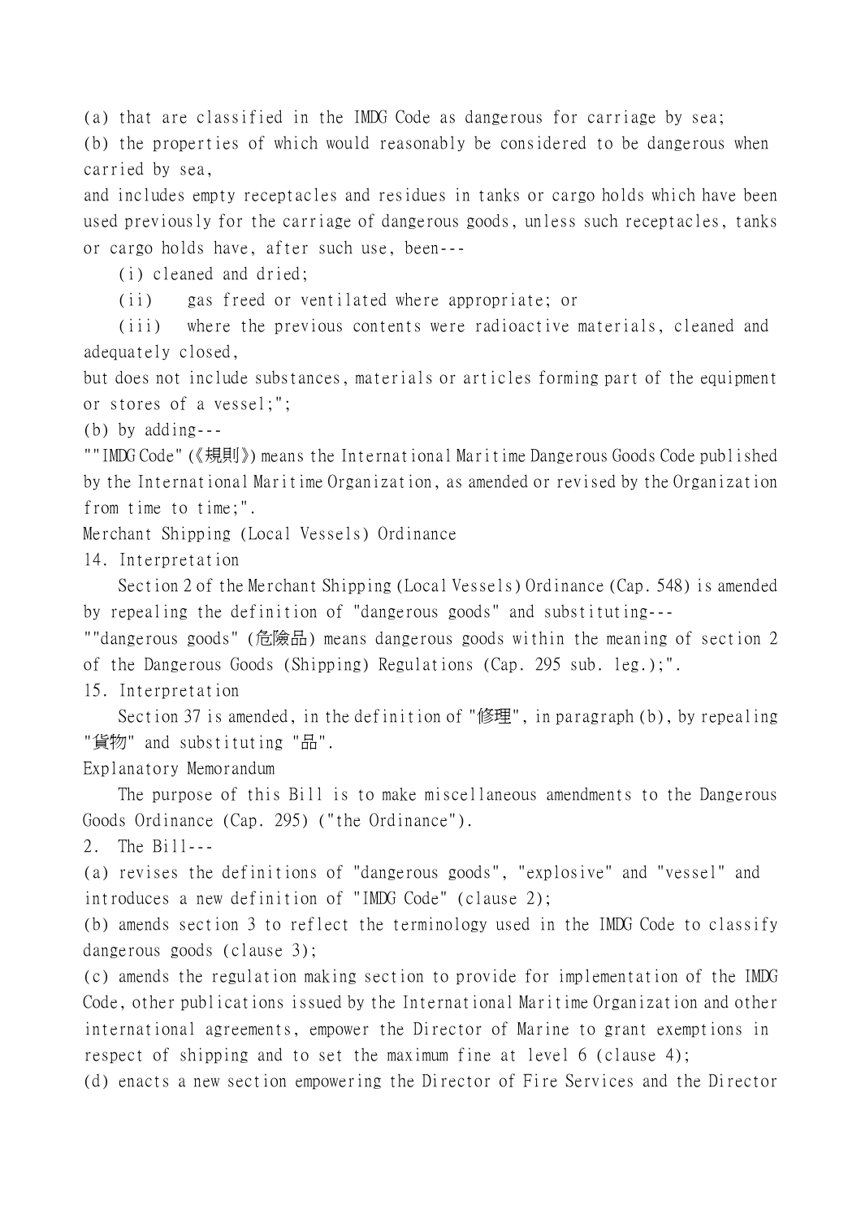(a) that are classified in the IMDG Code as dangerous for carriage by sea;

(b) the properties of which would reasonably be considered to be dangerous when carried by sea,

and includes empty receptacles and residues in tanks or cargo holds which have been used previously for the carriage of dangerous goods, unless such receptacles, tanks or cargo holds have, after such use, been---

(i) cleaned and dried;

(ii) gas freed or ventilated where appropriate; or

(iii) where the previous contents were radioactive materials, cleaned and adequately closed,

but does not include substances, materials or articles forming part of the equipment or stores of a vessel;";

(b) by adding---

""IMDG Code" (《規則》) means the International Maritime Dangerous Goods Code published by the International Maritime Organization, as amended or revised by the Organization from time to time;".

Merchant Shipping (Local Vessels) Ordinance

14. Interpretation

Section 2 of the Merchant Shipping (Local Vessels) Ordinance (Cap. 548) is amended by repealing the definition of "dangerous goods" and substituting---

""dangerous goods" (危險品) means dangerous goods within the meaning of section 2 of the Dangerous Goods (Shipping) Regulations (Cap. 295 sub. leg.);".

15. Interpretation

Section 37 is amended, in the definition of "修理", in paragraph (b), by repealing "貨物" and substituting "品".

Explanatory Memorandum

The purpose of this Bill is to make miscellaneous amendments to the Dangerous Goods Ordinance (Cap. 295) ("the Ordinance").

2. The Bill---

(a) revises the definitions of "dangerous goods", "explosive" and "vessel" and introduces a new definition of "IMDG Code" (clause 2);

(b) amends section 3 to reflect the terminology used in the IMDG Code to classify dangerous goods (clause 3);

(c) amends the regulation making section to provide for implementation of the IMDG Code, other publications issued by the International Maritime Organization and other international agreements, empower the Director of Marine to grant exemptions in respect of shipping and to set the maximum fine at level 6 (clause 4);

(d) enacts a new section empowering the Director of Fire Services and the Director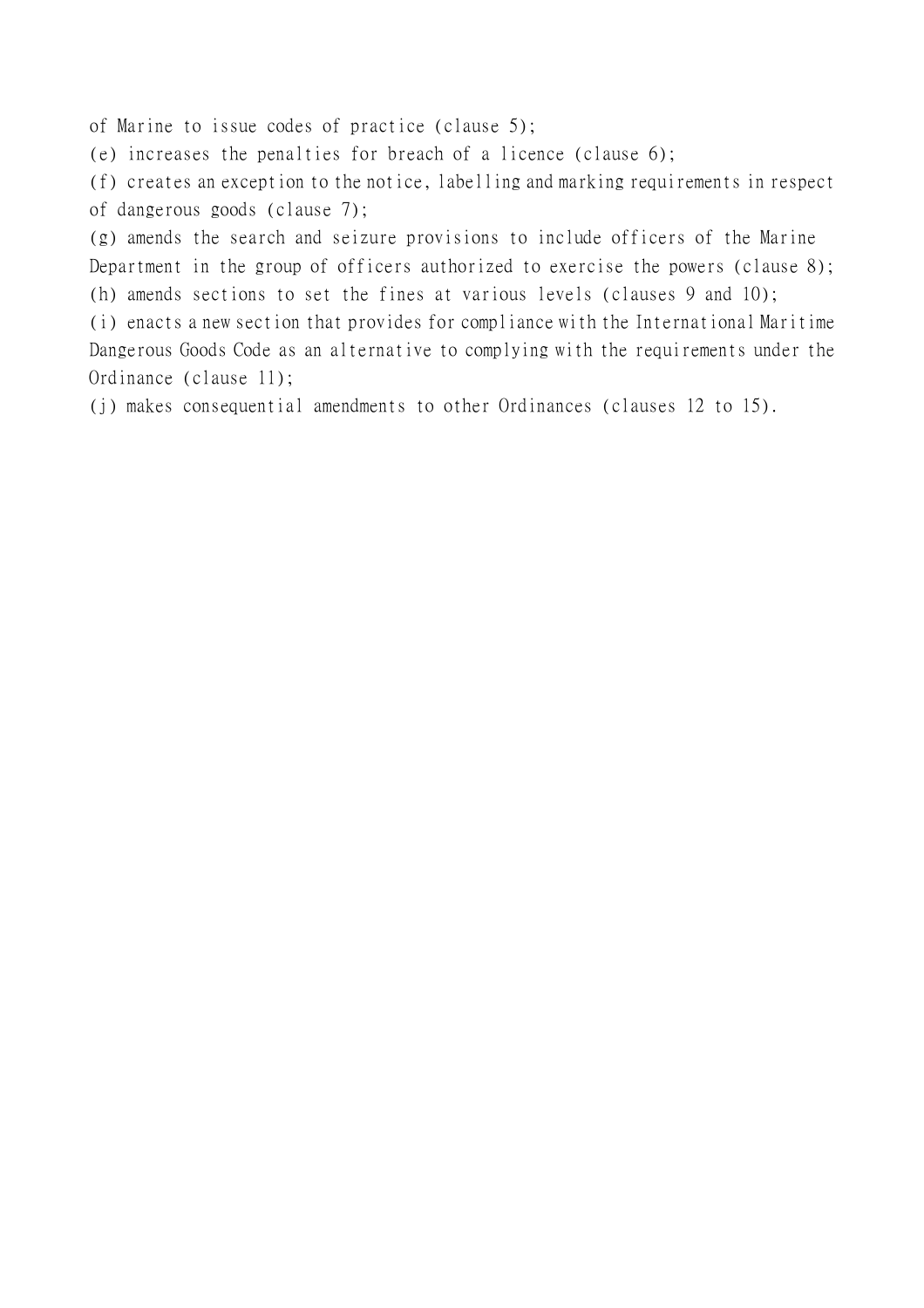of Marine to issue codes of practice (clause 5);

(e) increases the penalties for breach of a licence (clause 6);

(f) creates an exception to the notice, labelling and marking requirements in respect of dangerous goods (clause 7);

(g) amends the search and seizure provisions to include officers of the Marine Department in the group of officers authorized to exercise the powers (clause 8);

(h) amends sections to set the fines at various levels (clauses 9 and 10);

(i) enacts a new section that provides for compliance with the International Maritime Dangerous Goods Code as an alternative to complying with the requirements under the Ordinance (clause 11);

(j) makes consequential amendments to other Ordinances (clauses 12 to 15).